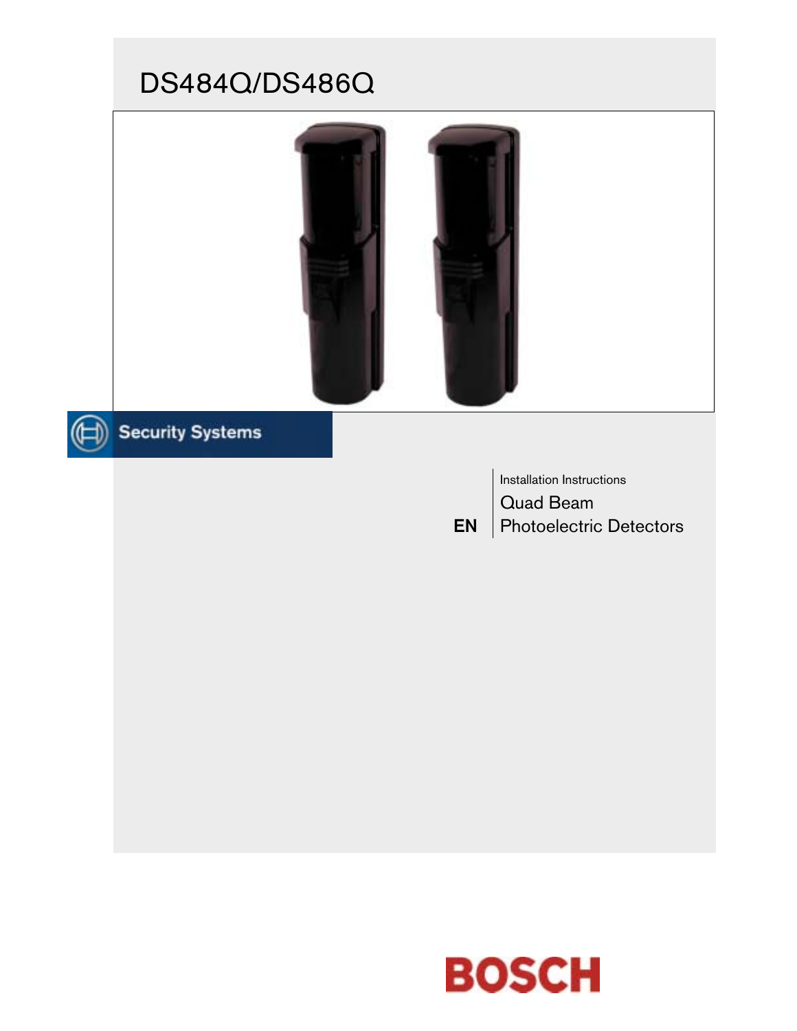# DS484Q/DS486Q

Security Systems

Installation Instructions

Quad Beam

EN | Photoelectric Detectors

BOSCH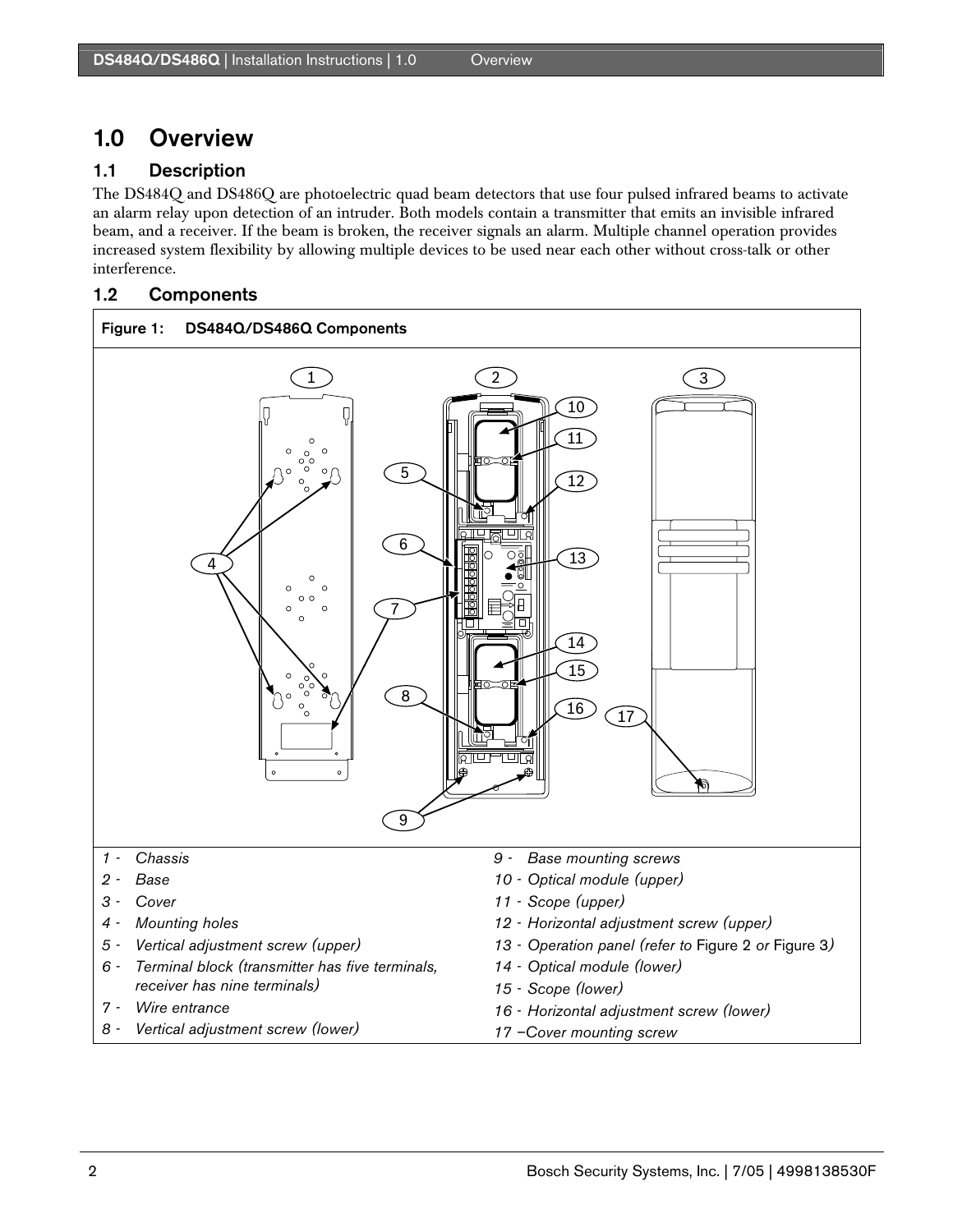# 1.0 Overview

## 1.1 Description

The DS484Q and DS486Q are photoelectric quad beam detectors that use four pulsed infrared beams to activate an alarm relay upon detection of an intruder. Both models contain a transmitter that emits an invisible infrared beam, and a receiver. If the beam is broken, the receiver signals an alarm. Multiple channel operation provides increased system flexibility by allowing multiple devices to be used near each other without cross-talk or other interference.

## 1.2 Components

**Figure 1: DS484Q/DS486Q Components**

*1 - Chassis*

*2 - Base*

*3 - Cover*

*4 - Mounting holes*

*5 - Vertical adjustment screw (upper)*

*6 - Terminal block (transmitter has five terminals, receiver has nine terminals)*

*7 - Wire entrance*

*8 - Vertical adjustment screw (lower)*

*9 - Base mounting screws*

*10 - Optical module (upper)*

*11 - Scope (upper)*

*12 - Horizontal adjustment screw (upper)*

*13 - Operation panel (refer to* Figure 2 *or* Figure 3*)*

*14 - Optical module (lower)*

*15 - Scope (lower)*

*16 - Horizontal adjustment screw (lower)*

*17 –Cover mounting screw*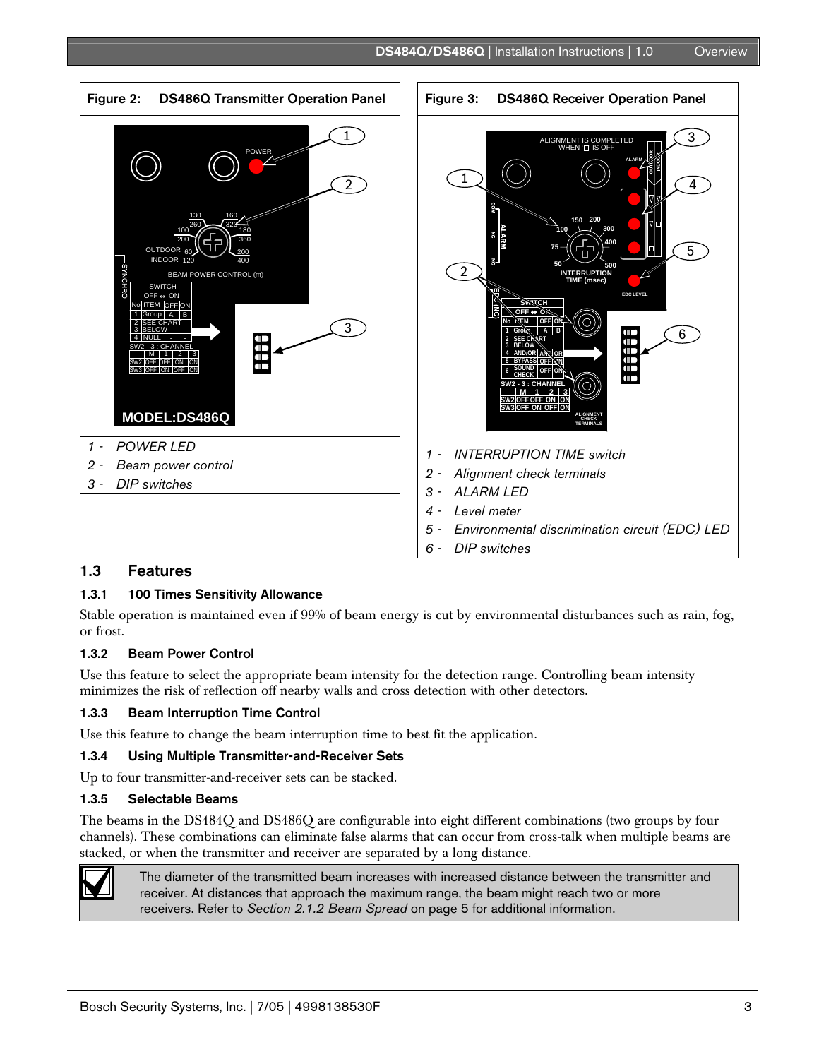**Figure 2: DS486Q Transmitter Operation Panel**

1 - *POWER LED*
2 - *Beam power control*
3 - *DIP switches*

**Figure 3: DS486Q Receiver Operation Panel**

1 - *INTERRUPTION TIME switch*
2 - *Alignment check terminals*
3 - *ALARM LED*
4 - *Level meter*
5 - *Environmental discrimination circuit (EDC) LED*
6 - *DIP switches*

## 1.3 Features

### 1.3.1 100 Times Sensitivity Allowance

Stable operation is maintained even if 99% of beam energy is cut by environmental disturbances such as rain, fog, or frost.

### 1.3.2 Beam Power Control

Use this feature to select the appropriate beam intensity for the detection range. Controlling beam intensity minimizes the risk of reflection off nearby walls and cross detection with other detectors.

### 1.3.3 Beam Interruption Time Control

Use this feature to change the beam interruption time to best fit the application.

### 1.3.4 Using Multiple Transmitter-and-Receiver Sets

Up to four transmitter-and-receiver sets can be stacked.

### 1.3.5 Selectable Beams

The beams in the DS484Q and DS486Q are configurable into eight different combinations (two groups by four channels). These combinations can eliminate false alarms that can occur from cross-talk when multiple beams are stacked, or when the transmitter and receiver are separated by a long distance.

> The diameter of the transmitted beam increases with increased distance between the transmitter and receiver. At distances that approach the maximum range, the beam might reach two or more receivers. Refer to *Section 2.1.2 Beam Spread* on page 5 for additional information.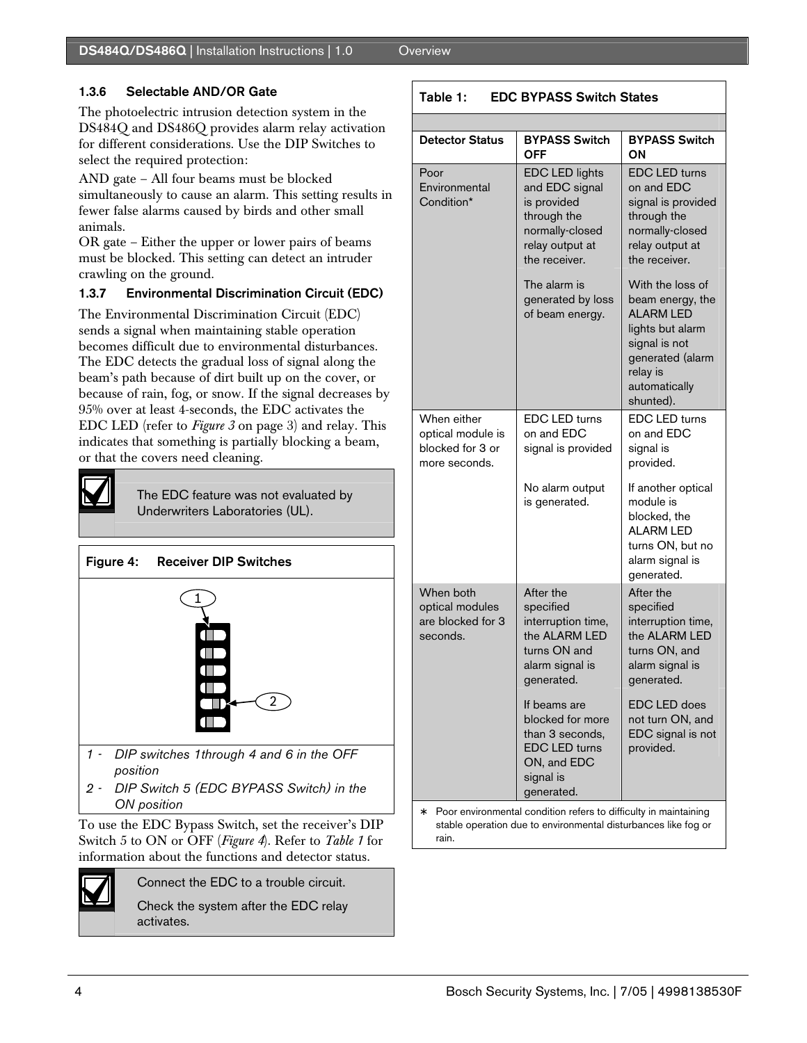### 1.3.6 Selectable AND/OR Gate

The photoelectric intrusion detection system in the DS484Q and DS486Q provides alarm relay activation for different considerations. Use the DIP Switches to select the required protection:

AND gate – All four beams must be blocked simultaneously to cause an alarm. This setting results in fewer false alarms caused by birds and other small animals.

OR gate – Either the upper or lower pairs of beams must be blocked. This setting can detect an intruder crawling on the ground.

### 1.3.7 Environmental Discrimination Circuit (EDC)

The Environmental Discrimination Circuit (EDC) sends a signal when maintaining stable operation becomes difficult due to environmental disturbances. The EDC detects the gradual loss of signal along the beam's path because of dirt built up on the cover, or because of rain, fog, or snow. If the signal decreases by 95% over at least 4-seconds, the EDC activates the EDC LED (refer to *Figure 3* on page 3) and relay. This indicates that something is partially blocking a beam, or that the covers need cleaning.

> The EDC feature was not evaluated by Underwriters Laboratories (UL).

**Figure 4: Receiver DIP Switches**

*1 - DIP switches 1through 4 and 6 in the OFF position*

*2 - DIP Switch 5 (EDC BYPASS Switch) in the ON position*

To use the EDC Bypass Switch, set the receiver's DIP Switch 5 to ON or OFF (*Figure 4*). Refer to *Table 1* for information about the functions and detector status.

> Connect the EDC to a trouble circuit.
>
> Check the system after the EDC relay activates.

**Table 1: EDC BYPASS Switch States**

| Detector Status | BYPASS Switch OFF | BYPASS Switch ON |
|---|---|---|
| Poor Environmental Condition* | EDC LED lights and EDC signal is provided through the normally-closed relay output at the receiver.<br><br>The alarm is generated by loss of beam energy. | EDC LED turns on and EDC signal is provided through the normally-closed relay output at the receiver.<br><br>With the loss of beam energy, the ALARM LED lights but alarm signal is not generated (alarm relay is automatically shunted). |
| When either optical module is blocked for 3 or more seconds. | EDC LED turns on and EDC signal is provided<br><br>No alarm output is generated. | EDC LED turns on and EDC signal is provided.<br><br>If another optical module is blocked, the ALARM LED turns ON, but no alarm signal is generated. |
| When both optical modules are blocked for 3 seconds. | After the specified interruption time, the ALARM LED turns ON and alarm signal is generated.<br><br>If beams are blocked for more than 3 seconds, EDC LED turns ON, and EDC signal is generated. | After the specified interruption time, the ALARM LED turns ON, and alarm signal is generated.<br><br>EDC LED does not turn ON, and EDC signal is not provided. |

* Poor environmental condition refers to difficulty in maintaining stable operation due to environmental disturbances like fog or rain.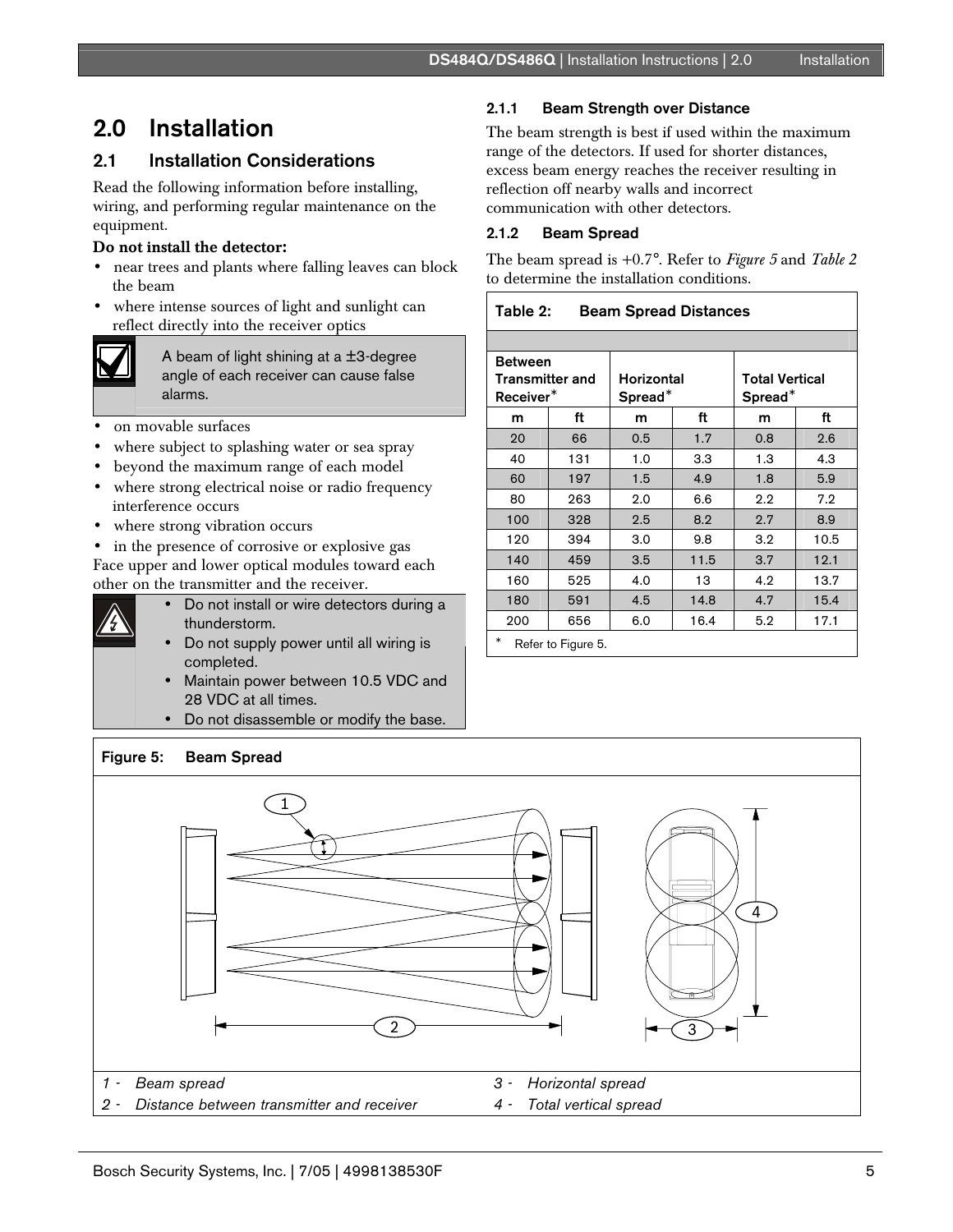# 2.0 Installation

## 2.1 Installation Considerations

Read the following information before installing, wiring, and performing regular maintenance on the equipment.

**Do not install the detector:**

- near trees and plants where falling leaves can block the beam
- where intense sources of light and sunlight can reflect directly into the receiver optics

> A beam of light shining at a ±3-degree angle of each receiver can cause false alarms.

- on movable surfaces
- where subject to splashing water or sea spray
- beyond the maximum range of each model
- where strong electrical noise or radio frequency interference occurs
- where strong vibration occurs
- in the presence of corrosive or explosive gas

Face upper and lower optical modules toward each other on the transmitter and the receiver.

> - Do not install or wire detectors during a thunderstorm.
> - Do not supply power until all wiring is completed.
> - Maintain power between 10.5 VDC and 28 VDC at all times.
> - Do not disassemble or modify the base.

### 2.1.1 Beam Strength over Distance

The beam strength is best if used within the maximum range of the detectors. If used for shorter distances, excess beam energy reaches the receiver resulting in reflection off nearby walls and incorrect communication with other detectors.

### 2.1.2 Beam Spread

The beam spread is +0.7°. Refer to *Figure 5* and *Table 2* to determine the installation conditions.

**Table 2: Beam Spread Distances**

| Between Transmitter and Receiver* | | Horizontal Spread* | | Total Vertical Spread* | |
|---|---|---|---|---|---|
| m | ft | m | ft | m | ft |
| 20 | 66 | 0.5 | 1.7 | 0.8 | 2.6 |
| 40 | 131 | 1.0 | 3.3 | 1.3 | 4.3 |
| 60 | 197 | 1.5 | 4.9 | 1.8 | 5.9 |
| 80 | 263 | 2.0 | 6.6 | 2.2 | 7.2 |
| 100 | 328 | 2.5 | 8.2 | 2.7 | 8.9 |
| 120 | 394 | 3.0 | 9.8 | 3.2 | 10.5 |
| 140 | 459 | 3.5 | 11.5 | 3.7 | 12.1 |
| 160 | 525 | 4.0 | 13 | 4.2 | 13.7 |
| 180 | 591 | 4.5 | 14.8 | 4.7 | 15.4 |
| 200 | 656 | 6.0 | 16.4 | 5.2 | 17.1 |

\* Refer to Figure 5.

**Figure 5: Beam Spread**

1 - *Beam spread*
2 - *Distance between transmitter and receiver*
3 - *Horizontal spread*
4 - *Total vertical spread*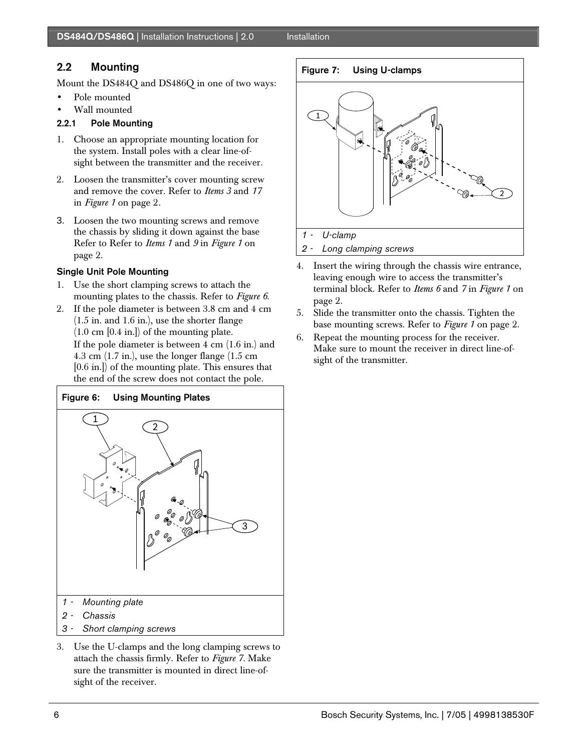## 2.2 Mounting

Mount the DS484Q and DS486Q in one of two ways:

- Pole mounted
- Wall mounted

### 2.2.1 Pole Mounting

1. Choose an appropriate mounting location for the system. Install poles with a clear line-of-sight between the transmitter and the receiver.
2. Loosen the transmitter's cover mounting screw and remove the cover. Refer to *Items 3* and *17* in *Figure 1* on page 2.
3. Loosen the two mounting screws and remove the chassis by sliding it down against the base Refer to Refer to *Items 1* and *9* in *Figure 1* on page 2.

**Single Unit Pole Mounting**

1. Use the short clamping screws to attach the mounting plates to the chassis. Refer to *Figure 6*.
2. If the pole diameter is between 3.8 cm and 4 cm (1.5 in. and 1.6 in.), use the shorter flange (1.0 cm [0.4 in.]) of the mounting plate.
   If the pole diameter is between 4 cm (1.6 in.) and 4.3 cm (1.7 in.), use the longer flange (1.5 cm [0.6 in.]) of the mounting plate. This ensures that the end of the screw does not contact the pole.

**Figure 6: Using Mounting Plates**

1 - *Mounting plate*
2 - *Chassis*
3 - *Short clamping screws*

3. Use the U-clamps and the long clamping screws to attach the chassis firmly. Refer to *Figure 7*. Make sure the transmitter is mounted in direct line-of-sight of the receiver.

**Figure 7: Using U-clamps**

1 - *U-clamp*
2 - *Long clamping screws*

4. Insert the wiring through the chassis wire entrance, leaving enough wire to access the transmitter's terminal block. Refer to *Items 6* and *7* in *Figure 1* on page 2.
5. Slide the transmitter onto the chassis. Tighten the base mounting screws. Refer to *Figure 1* on page 2.
6. Repeat the mounting process for the receiver. Make sure to mount the receiver in direct line-of-sight of the transmitter.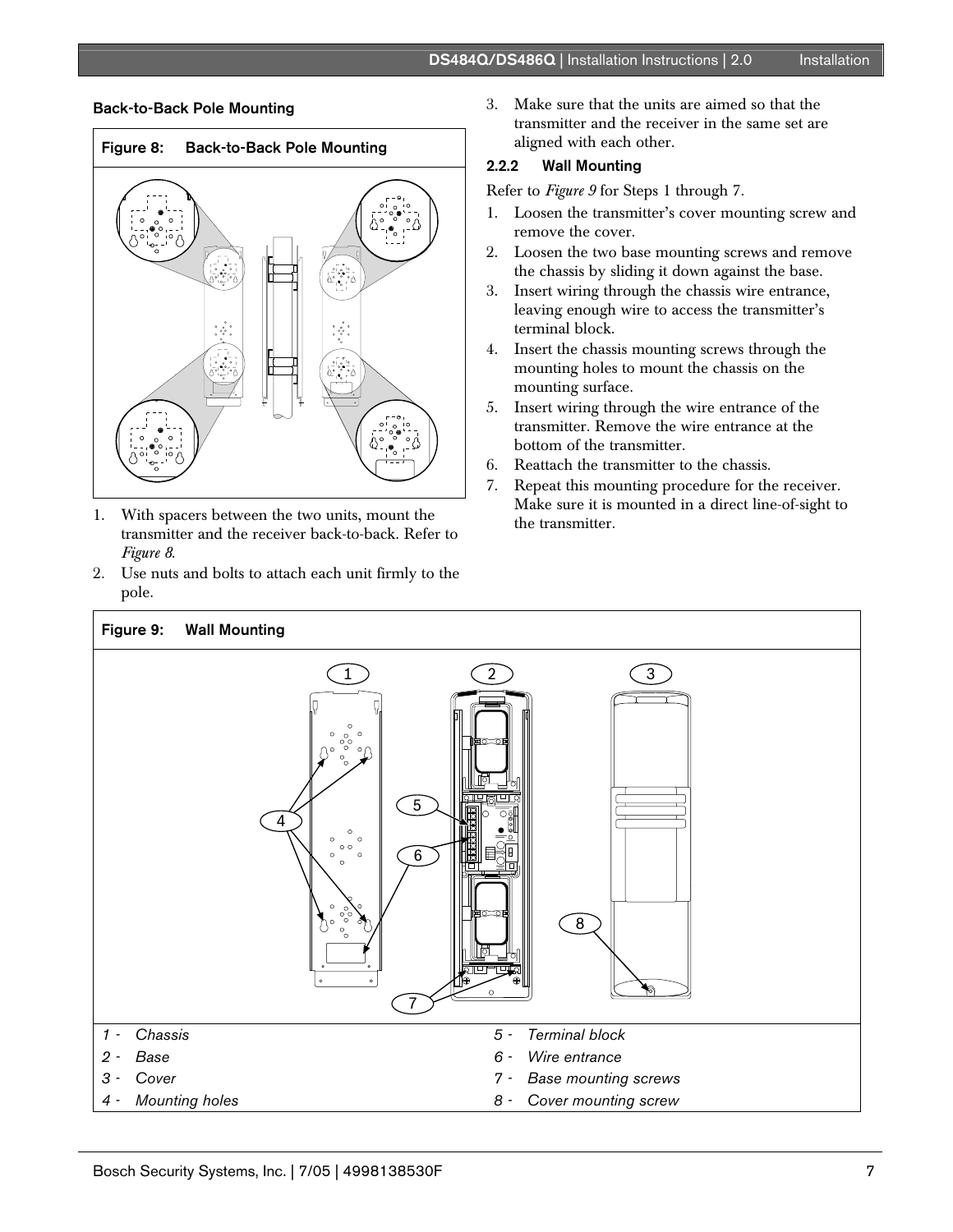### Back-to-Back Pole Mounting

**Figure 8: Back-to-Back Pole Mounting**

1. With spacers between the two units, mount the transmitter and the receiver back-to-back. Refer to *Figure 8*.
2. Use nuts and bolts to attach each unit firmly to the pole.
3. Make sure that the units are aimed so that the transmitter and the receiver in the same set are aligned with each other.

### 2.2.2 Wall Mounting

Refer to *Figure 9* for Steps 1 through 7.

1. Loosen the transmitter's cover mounting screw and remove the cover.
2. Loosen the two base mounting screws and remove the chassis by sliding it down against the base.
3. Insert wiring through the chassis wire entrance, leaving enough wire to access the transmitter's terminal block.
4. Insert the chassis mounting screws through the mounting holes to mount the chassis on the mounting surface.
5. Insert wiring through the wire entrance of the transmitter. Remove the wire entrance at the bottom of the transmitter.
6. Reattach the transmitter to the chassis.
7. Repeat this mounting procedure for the receiver. Make sure it is mounted in a direct line-of-sight to the transmitter.

**Figure 9: Wall Mounting**

| | | | |
|---|---|---|---|
| *1 -* | *Chassis* | *5 -* | *Terminal block* |
| *2 -* | *Base* | *6 -* | *Wire entrance* |
| *3 -* | *Cover* | *7 -* | *Base mounting screws* |
| *4 -* | *Mounting holes* | *8 -* | *Cover mounting screw* |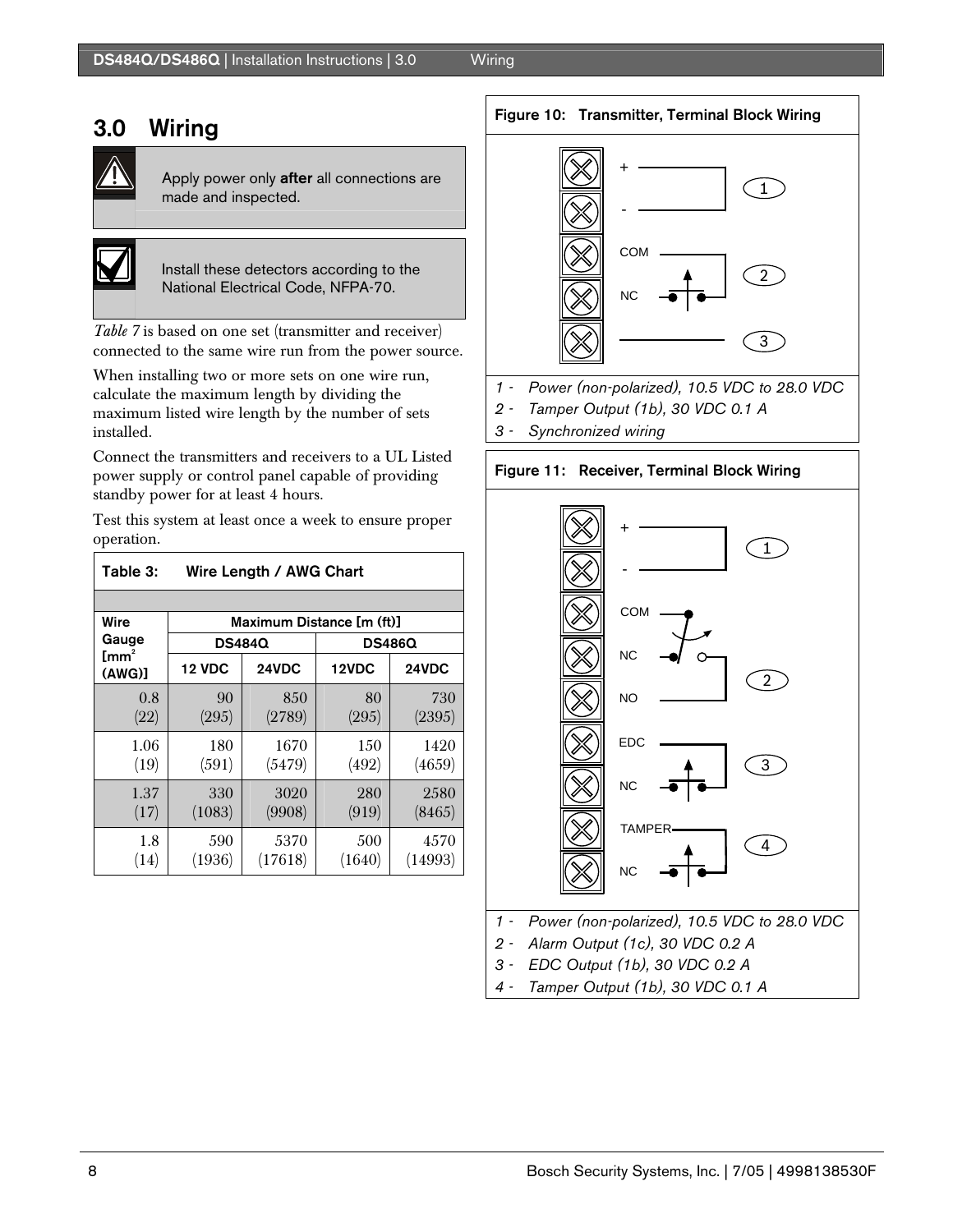## 3.0 Wiring

Apply power only **after** all connections are made and inspected.

Install these detectors according to the National Electrical Code, NFPA-70.

*Table 7* is based on one set (transmitter and receiver) connected to the same wire run from the power source.

When installing two or more sets on one wire run, calculate the maximum length by dividing the maximum listed wire length by the number of sets installed.

Connect the transmitters and receivers to a UL Listed power supply or control panel capable of providing standby power for at least 4 hours.

Test this system at least once a week to ensure proper operation.

**Table 3: Wire Length / AWG Chart**

| Wire Gauge [mm²(AWG)] | Maximum Distance [m (ft)] | | | |
|---|---|---|---|---|
| | DS484Q | | DS486Q | |
| | 12 VDC | 24VDC | 12VDC | 24VDC |
| 0.8 (22) | 90 (295) | 850 (2789) | 80 (295) | 730 (2395) |
| 1.06 (19) | 180 (591) | 1670 (5479) | 150 (492) | 1420 (4659) |
| 1.37 (17) | 330 (1083) | 3020 (9908) | 280 (919) | 2580 (8465) |
| 1.8 (14) | 590 (1936) | 5370 (17618) | 500 (1640) | 4570 (14993) |

**Figure 10: Transmitter, Terminal Block Wiring**

+
-
COM
NC

1 - Power (non-polarized), 10.5 VDC to 28.0 VDC
2 - Tamper Output (1b), 30 VDC 0.1 A
3 - Synchronized wiring

**Figure 11: Receiver, Terminal Block Wiring**

+
-
COM
NC
NO
EDC
NC
TAMPER
NC

1 - Power (non-polarized), 10.5 VDC to 28.0 VDC
2 - Alarm Output (1c), 30 VDC 0.2 A
3 - EDC Output (1b), 30 VDC 0.2 A
4 - Tamper Output (1b), 30 VDC 0.1 A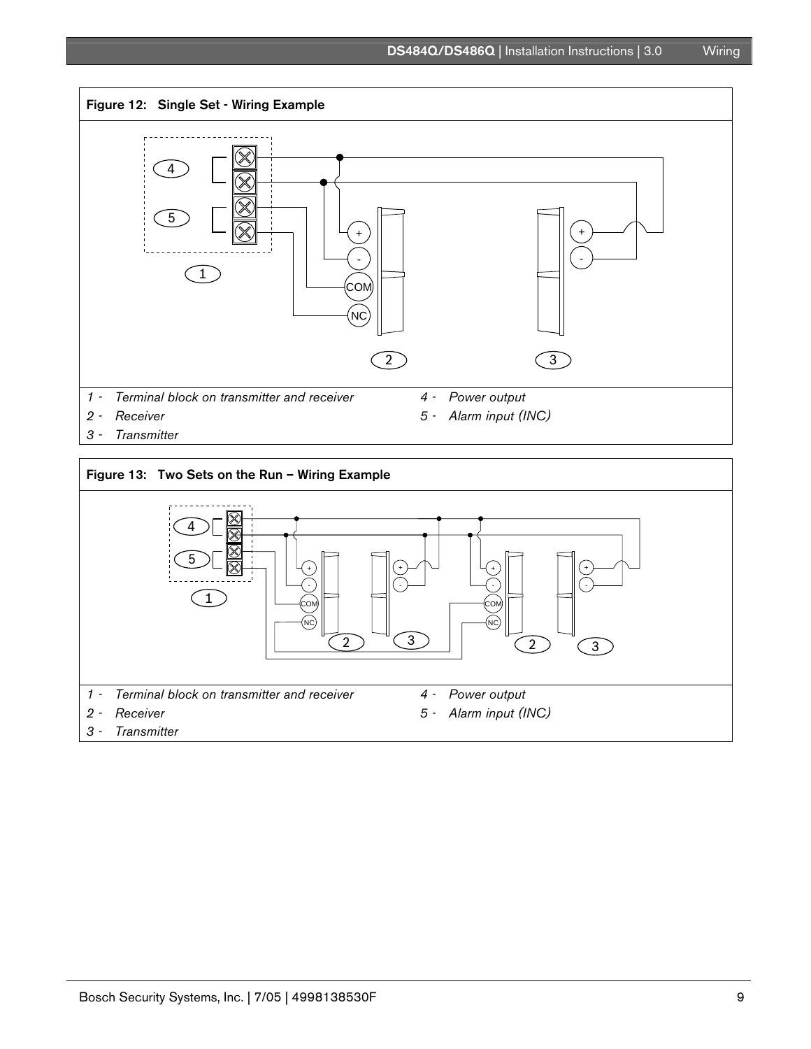**Figure 12: Single Set - Wiring Example**

| | | | |
|---|---|---|---|
| 1 - | *Terminal block on transmitter and receiver* | 4 - | *Power output* |
| 2 - | *Receiver* | 5 - | *Alarm input (INC)* |
| 3 - | *Transmitter* | | |

**Figure 13: Two Sets on the Run – Wiring Example**

| | | | |
|---|---|---|---|
| 1 - | *Terminal block on transmitter and receiver* | 4 - | *Power output* |
| 2 - | *Receiver* | 5 - | *Alarm input (INC)* |
| 3 - | *Transmitter* | | |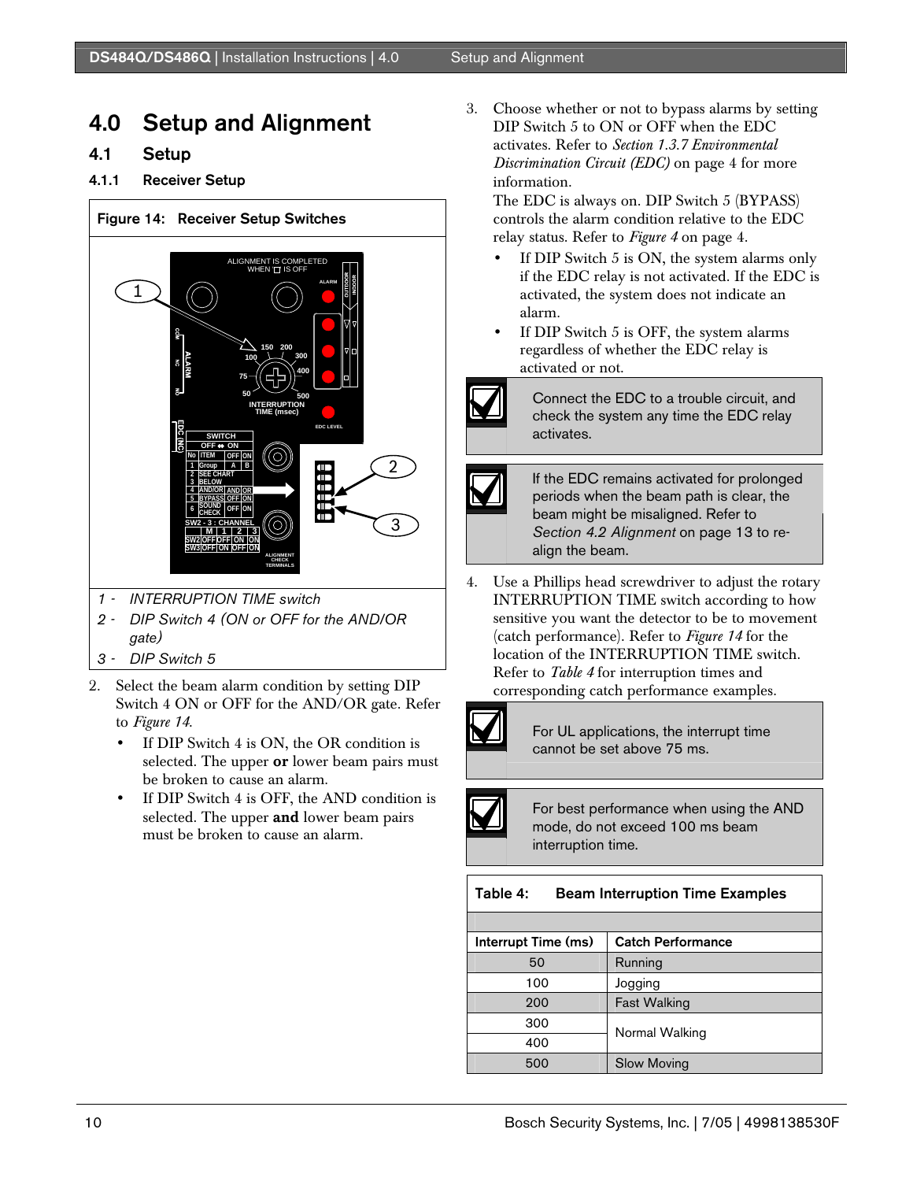# 4.0 Setup and Alignment

## 4.1 Setup

### 4.1.1 Receiver Setup

**Figure 14: Receiver Setup Switches**

1 - *INTERRUPTION TIME switch*

2 - *DIP Switch 4 (ON or OFF for the AND/OR gate)*

3 - *DIP Switch 5*

2. Select the beam alarm condition by setting DIP Switch 4 ON or OFF for the AND/OR gate. Refer to *Figure 14*.
   - If DIP Switch 4 is ON, the OR condition is selected. The upper **or** lower beam pairs must be broken to cause an alarm.
   - If DIP Switch 4 is OFF, the AND condition is selected. The upper **and** lower beam pairs must be broken to cause an alarm.
3. Choose whether or not to bypass alarms by setting DIP Switch 5 to ON or OFF when the EDC activates. Refer to *Section 1.3.7 Environmental Discrimination Circuit (EDC)* on page 4 for more information.
   The EDC is always on. DIP Switch 5 (BYPASS) controls the alarm condition relative to the EDC relay status. Refer to *Figure 4* on page 4.
   - If DIP Switch 5 is ON, the system alarms only if the EDC relay is not activated. If the EDC is activated, the system does not indicate an alarm.
   - If DIP Switch 5 is OFF, the system alarms regardless of whether the EDC relay is activated or not.

> Connect the EDC to a trouble circuit, and check the system any time the EDC relay activates.

> If the EDC remains activated for prolonged periods when the beam path is clear, the beam might be misaligned. Refer to *Section 4.2 Alignment* on page 13 to re-align the beam.

4. Use a Phillips head screwdriver to adjust the rotary INTERRUPTION TIME switch according to how sensitive you want the detector to be to movement (catch performance). Refer to *Figure 14* for the location of the INTERRUPTION TIME switch. Refer to *Table 4* for interruption times and corresponding catch performance examples.

> For UL applications, the interrupt time cannot be set above 75 ms.

> For best performance when using the AND mode, do not exceed 100 ms beam interruption time.

**Table 4: Beam Interruption Time Examples**

| Interrupt Time (ms) | Catch Performance |
|---|---|
| 50 | Running |
| 100 | Jogging |
| 200 | Fast Walking |
| 300 | Normal Walking |
| 400 | Normal Walking |
| 500 | Slow Moving |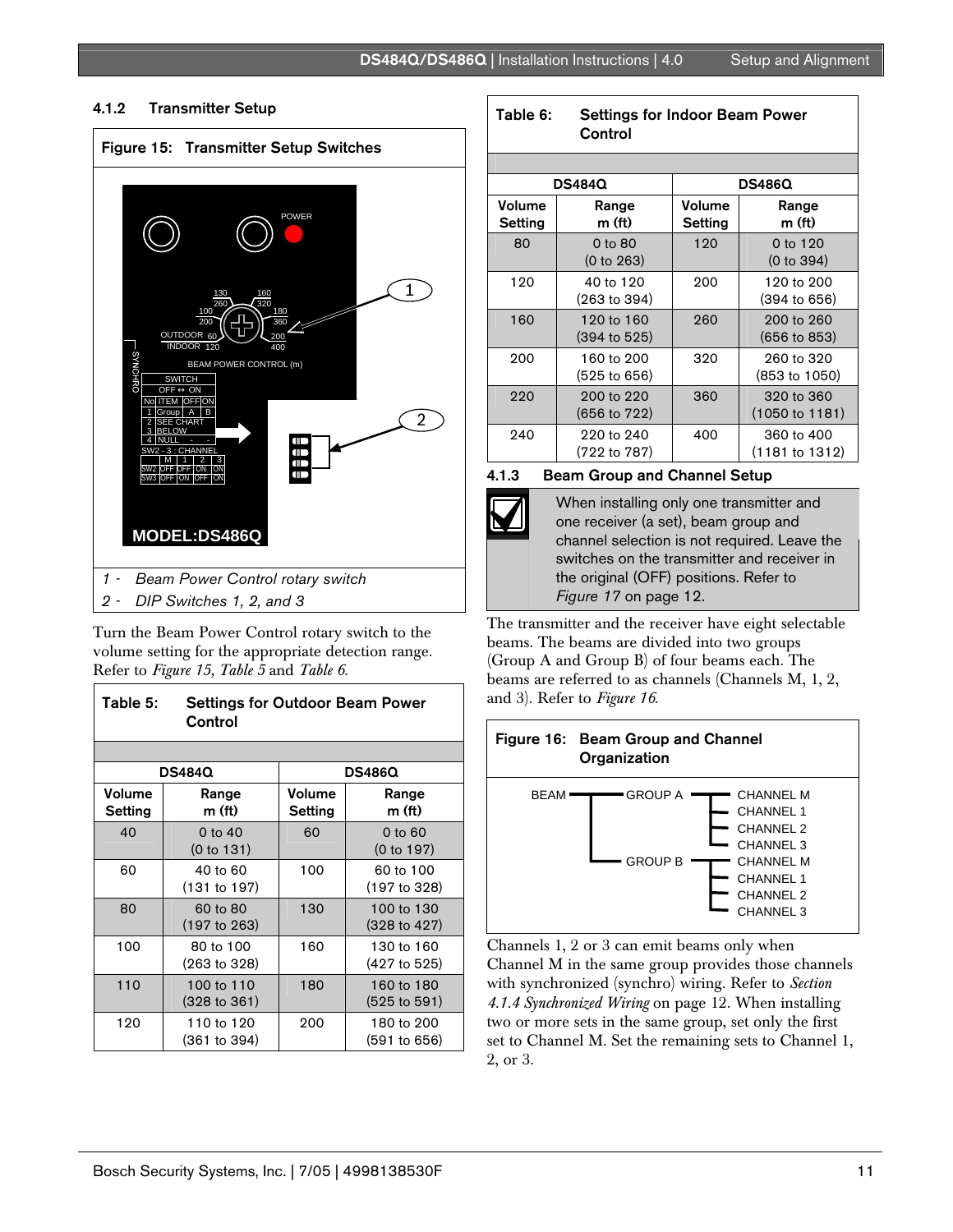### 4.1.2 Transmitter Setup

**Figure 15: Transmitter Setup Switches**

1 - *Beam Power Control rotary switch*

2 - *DIP Switches 1, 2, and 3*

Turn the Beam Power Control rotary switch to the volume setting for the appropriate detection range. Refer to *Figure 15, Table 5* and *Table 6.*

**Table 5: Settings for Outdoor Beam Power Control**

| DS484Q | | DS486Q | |
|---|---|---|---|
| Volume Setting | Range m (ft) | Volume Setting | Range m (ft) |
| 40 | 0 to 40 (0 to 131) | 60 | 0 to 60 (0 to 197) |
| 60 | 40 to 60 (131 to 197) | 100 | 60 to 100 (197 to 328) |
| 80 | 60 to 80 (197 to 263) | 130 | 100 to 130 (328 to 427) |
| 100 | 80 to 100 (263 to 328) | 160 | 130 to 160 (427 to 525) |
| 110 | 100 to 110 (328 to 361) | 180 | 160 to 180 (525 to 591) |
| 120 | 110 to 120 (361 to 394) | 200 | 180 to 200 (591 to 656) |

**Table 6: Settings for Indoor Beam Power Control**

| DS484Q | | DS486Q | |
|---|---|---|---|
| Volume Setting | Range m (ft) | Volume Setting | Range m (ft) |
| 80 | 0 to 80 (0 to 263) | 120 | 0 to 120 (0 to 394) |
| 120 | 40 to 120 (263 to 394) | 200 | 120 to 200 (394 to 656) |
| 160 | 120 to 160 (394 to 525) | 260 | 200 to 260 (656 to 853) |
| 200 | 160 to 200 (525 to 656) | 320 | 260 to 320 (853 to 1050) |
| 220 | 200 to 220 (656 to 722) | 360 | 320 to 360 (1050 to 1181) |
| 240 | 220 to 240 (722 to 787) | 400 | 360 to 400 (1181 to 1312) |

### 4.1.3 Beam Group and Channel Setup

When installing only one transmitter and one receiver (a set), beam group and channel selection is not required. Leave the switches on the transmitter and receiver in the original (OFF) positions. Refer to *Figure 17* on page 12.

The transmitter and the receiver have eight selectable beams. The beams are divided into two groups (Group A and Group B) of four beams each. The beams are referred to as channels (Channels M, 1, 2, and 3). Refer to *Figure 16.*

**Figure 16: Beam Group and Channel Organization**

Channels 1, 2 or 3 can emit beams only when Channel M in the same group provides those channels with synchronized (synchro) wiring. Refer to *Section 4.1.4 Synchronized Wiring* on page 12. When installing two or more sets in the same group, set only the first set to Channel M. Set the remaining sets to Channel 1, 2, or 3.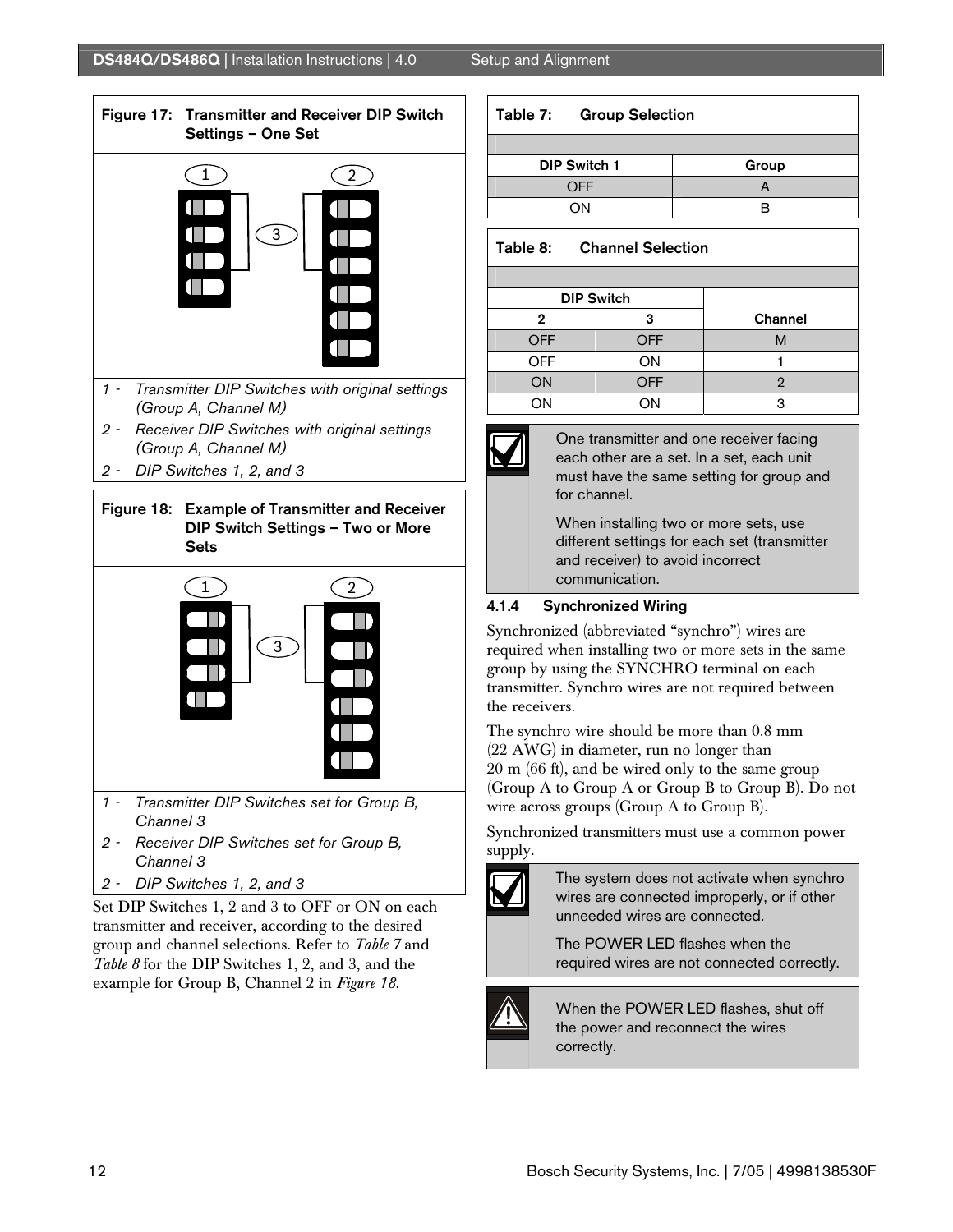**Figure 17: Transmitter and Receiver DIP Switch Settings – One Set**

1 - *Transmitter DIP Switches with original settings (Group A, Channel M)*

2 - *Receiver DIP Switches with original settings (Group A, Channel M)*

2 - *DIP Switches 1, 2, and 3*

**Figure 18: Example of Transmitter and Receiver DIP Switch Settings – Two or More Sets**

1 - *Transmitter DIP Switches set for Group B, Channel 3*

2 - *Receiver DIP Switches set for Group B, Channel 3*

2 - *DIP Switches 1, 2, and 3*

Set DIP Switches 1, 2 and 3 to OFF or ON on each transmitter and receiver, according to the desired group and channel selections. Refer to *Table 7* and *Table 8* for the DIP Switches 1, 2, and 3, and the example for Group B, Channel 2 in *Figure 18*.

**Table 7: Group Selection**

| DIP Switch 1 | Group |
|---|---|
| OFF | A |
| ON | B |

**Table 8: Channel Selection**

| DIP Switch 2 | DIP Switch 3 | Channel |
|---|---|---|
| OFF | OFF | M |
| OFF | ON | 1 |
| ON | OFF | 2 |
| ON | ON | 3 |

> One transmitter and one receiver facing each other are a set. In a set, each unit must have the same setting for group and for channel.
>
> When installing two or more sets, use different settings for each set (transmitter and receiver) to avoid incorrect communication.

### 4.1.4 Synchronized Wiring

Synchronized (abbreviated "synchro") wires are required when installing two or more sets in the same group by using the SYNCHRO terminal on each transmitter. Synchro wires are not required between the receivers.

The synchro wire should be more than 0.8 mm (22 AWG) in diameter, run no longer than 20 m (66 ft), and be wired only to the same group (Group A to Group A or Group B to Group B). Do not wire across groups (Group A to Group B).

Synchronized transmitters must use a common power supply.

> The system does not activate when synchro wires are connected improperly, or if other unneeded wires are connected.
>
> The POWER LED flashes when the required wires are not connected correctly.

> When the POWER LED flashes, shut off the power and reconnect the wires correctly.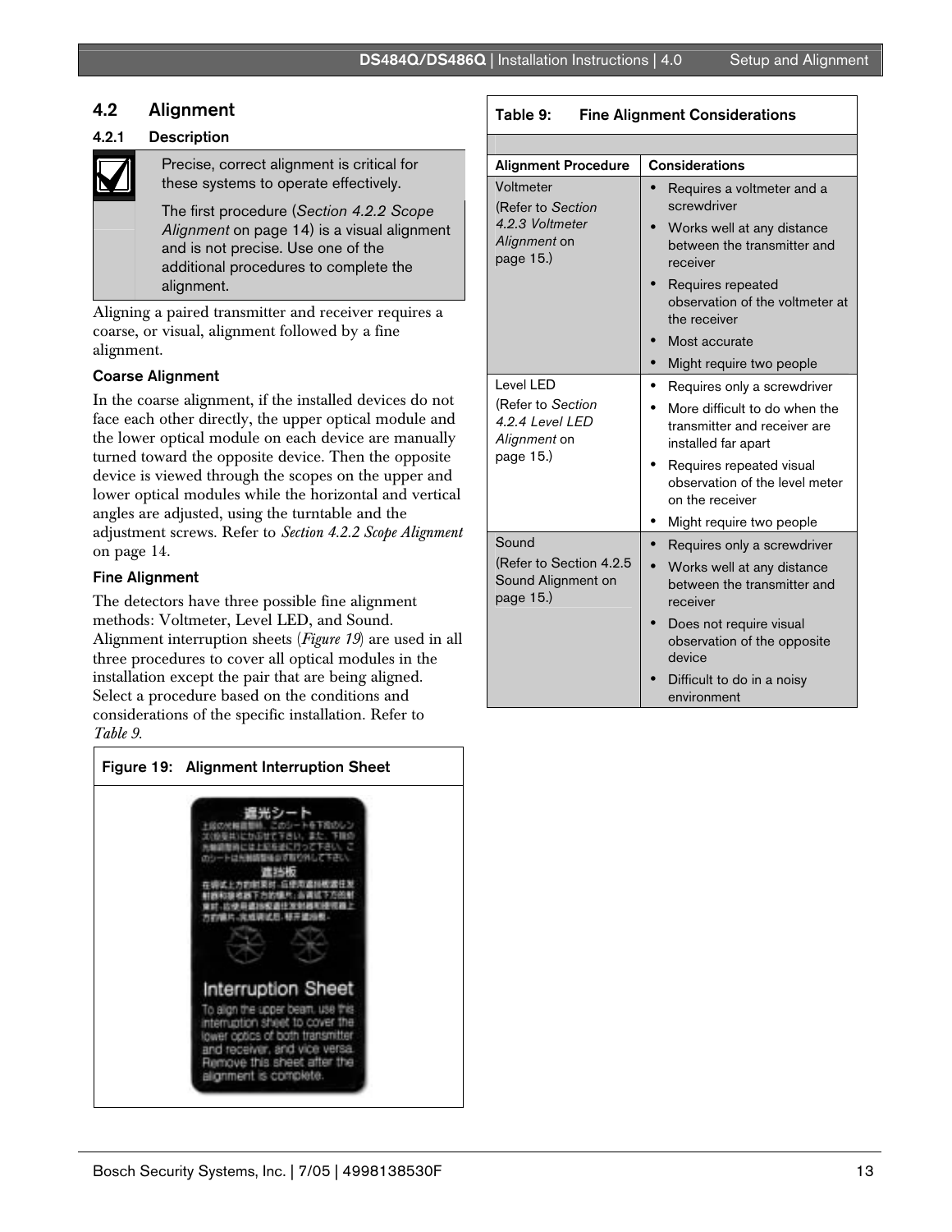## 4.2 Alignment

### 4.2.1 Description

Precise, correct alignment is critical for these systems to operate effectively.

The first procedure (*Section 4.2.2 Scope Alignment* on page 14) is a visual alignment and is not precise. Use one of the additional procedures to complete the alignment.

Aligning a paired transmitter and receiver requires a coarse, or visual, alignment followed by a fine alignment.

**Coarse Alignment**

In the coarse alignment, if the installed devices do not face each other directly, the upper optical module and the lower optical module on each device are manually turned toward the opposite device. Then the opposite device is viewed through the scopes on the upper and lower optical modules while the horizontal and vertical angles are adjusted, using the turntable and the adjustment screws. Refer to *Section 4.2.2 Scope Alignment* on page 14.

**Fine Alignment**

The detectors have three possible fine alignment methods: Voltmeter, Level LED, and Sound. Alignment interruption sheets (*Figure 19*) are used in all three procedures to cover all optical modules in the installation except the pair that are being aligned. Select a procedure based on the conditions and considerations of the specific installation. Refer to *Table 9*.

**Figure 19: Alignment Interruption Sheet**

**Table 9: Fine Alignment Considerations**

| Alignment Procedure | Considerations |
|---|---|
| Voltmeter (Refer to *Section 4.2.3 Voltmeter Alignment* on page 15.) | • Requires a voltmeter and a screwdriver<br>• Works well at any distance between the transmitter and receiver<br>• Requires repeated observation of the voltmeter at the receiver<br>• Most accurate<br>• Might require two people |
| Level LED (Refer to *Section 4.2.4 Level LED Alignment* on page 15.) | • Requires only a screwdriver<br>• More difficult to do when the transmitter and receiver are installed far apart<br>• Requires repeated visual observation of the level meter on the receiver<br>• Might require two people |
| Sound (Refer to Section 4.2.5 Sound Alignment on page 15.) | • Requires only a screwdriver<br>• Works well at any distance between the transmitter and receiver<br>• Does not require visual observation of the opposite device<br>• Difficult to do in a noisy environment |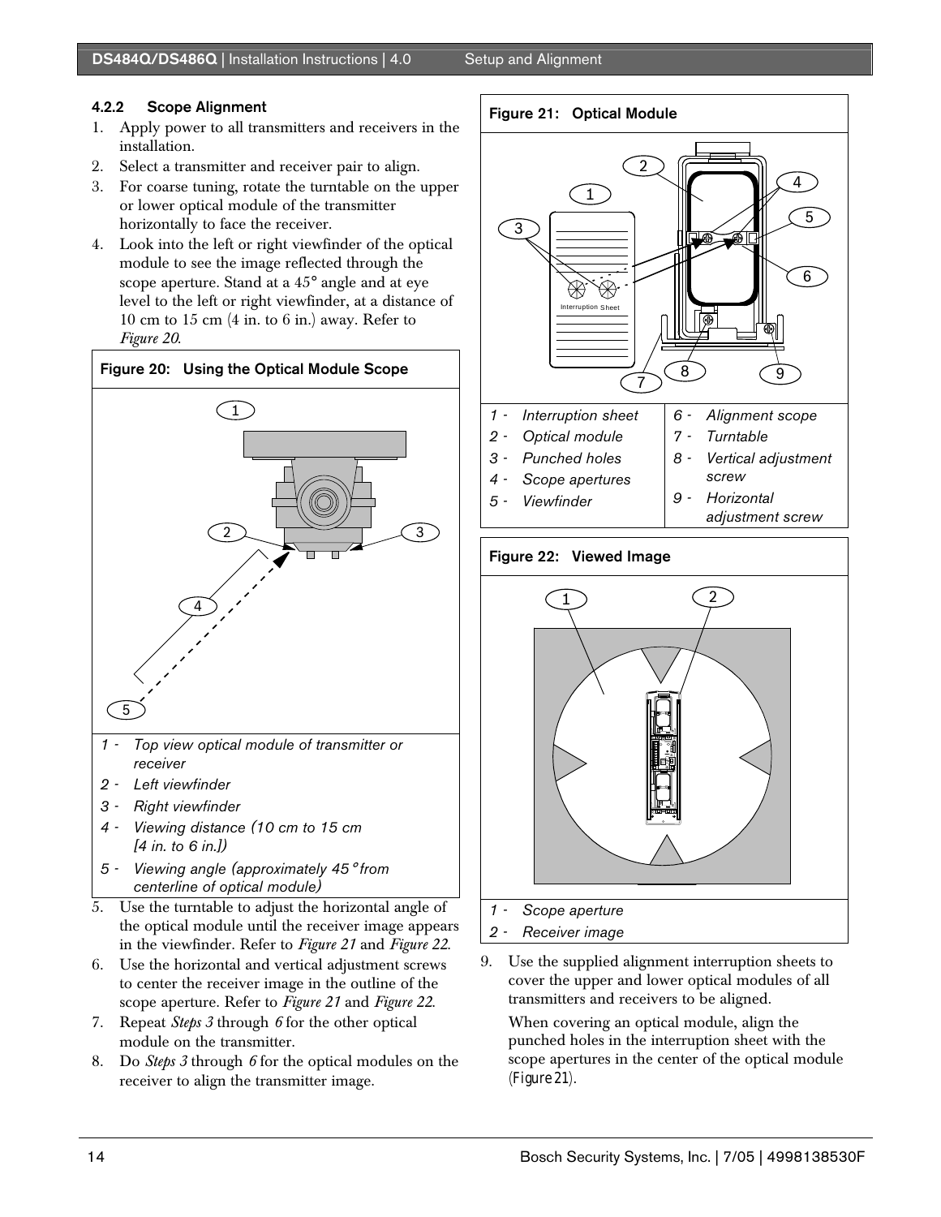### 4.2.2 Scope Alignment

1. Apply power to all transmitters and receivers in the installation.
2. Select a transmitter and receiver pair to align.
3. For coarse tuning, rotate the turntable on the upper or lower optical module of the transmitter horizontally to face the receiver.
4. Look into the left or right viewfinder of the optical module to see the image reflected through the scope aperture. Stand at a 45° angle and at eye level to the left or right viewfinder, at a distance of 10 cm to 15 cm (4 in. to 6 in.) away. Refer to *Figure 20*.

**Figure 20: Using the Optical Module Scope**

| | |
|---|---|
| 1 - | Top view optical module of transmitter or receiver |
| 2 - | Left viewfinder |
| 3 - | Right viewfinder |
| 4 - | Viewing distance (10 cm to 15 cm [4 in. to 6 in.]) |
| 5 - | Viewing angle (approximately 45° from centerline of optical module) |

5. Use the turntable to adjust the horizontal angle of the optical module until the receiver image appears in the viewfinder. Refer to *Figure 21* and *Figure 22*.
6. Use the horizontal and vertical adjustment screws to center the receiver image in the outline of the scope aperture. Refer to *Figure 21* and *Figure 22*.
7. Repeat *Steps 3* through *6* for the other optical module on the transmitter.
8. Do *Steps 3* through *6* for the optical modules on the receiver to align the transmitter image.

**Figure 21: Optical Module**

| | | | |
|---|---|---|---|
| 1 - | Interruption sheet | 6 - | Alignment scope |
| 2 - | Optical module | 7 - | Turntable |
| 3 - | Punched holes | 8 - | Vertical adjustment screw |
| 4 - | Scope apertures | 9 - | Horizontal adjustment screw |
| 5 - | Viewfinder | | |

**Figure 22: Viewed Image**

| | |
|---|---|
| 1 - | Scope aperture |
| 2 - | Receiver image |

9. Use the supplied alignment interruption sheets to cover the upper and lower optical modules of all transmitters and receivers to be aligned.

   When covering an optical module, align the punched holes in the interruption sheet with the scope apertures in the center of the optical module (*Figure 21*).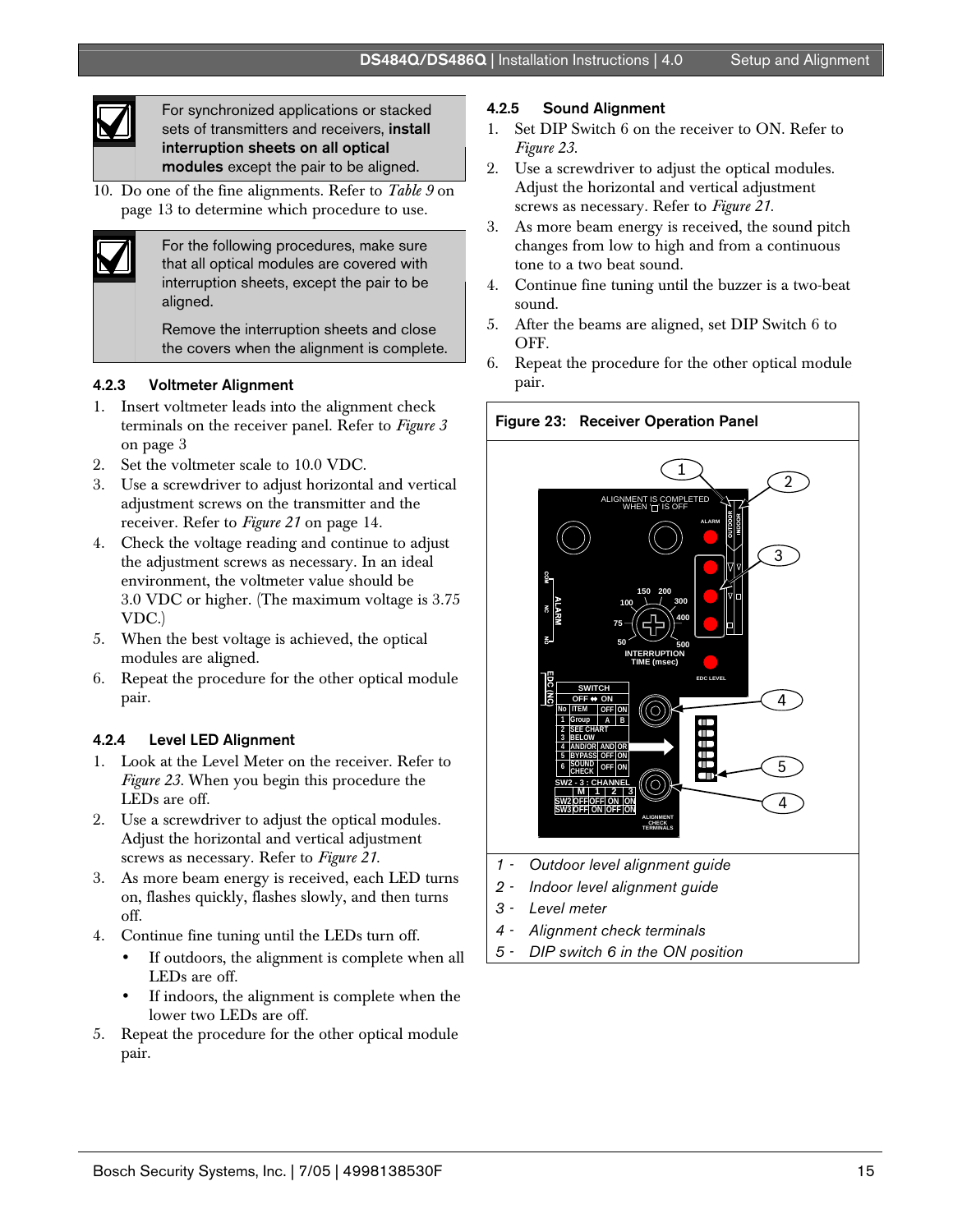For synchronized applications or stacked sets of transmitters and receivers, **install interruption sheets on all optical modules** except the pair to be aligned.

10. Do one of the fine alignments. Refer to *Table 9* on page 13 to determine which procedure to use.

For the following procedures, make sure that all optical modules are covered with interruption sheets, except the pair to be aligned.

Remove the interruption sheets and close the covers when the alignment is complete.

### 4.2.3 Voltmeter Alignment

1. Insert voltmeter leads into the alignment check terminals on the receiver panel. Refer to *Figure 3* on page 3
2. Set the voltmeter scale to 10.0 VDC.
3. Use a screwdriver to adjust horizontal and vertical adjustment screws on the transmitter and the receiver. Refer to *Figure 21* on page 14.
4. Check the voltage reading and continue to adjust the adjustment screws as necessary. In an ideal environment, the voltmeter value should be 3.0 VDC or higher. (The maximum voltage is 3.75 VDC.)
5. When the best voltage is achieved, the optical modules are aligned.
6. Repeat the procedure for the other optical module pair.

### 4.2.4 Level LED Alignment

1. Look at the Level Meter on the receiver. Refer to *Figure 23*. When you begin this procedure the LEDs are off.
2. Use a screwdriver to adjust the optical modules. Adjust the horizontal and vertical adjustment screws as necessary. Refer to *Figure 21*.
3. As more beam energy is received, each LED turns on, flashes quickly, flashes slowly, and then turns off.
4. Continue fine tuning until the LEDs turn off.
   - If outdoors, the alignment is complete when all LEDs are off.
   - If indoors, the alignment is complete when the lower two LEDs are off.
5. Repeat the procedure for the other optical module pair.

### 4.2.5 Sound Alignment

1. Set DIP Switch 6 on the receiver to ON. Refer to *Figure 23*.
2. Use a screwdriver to adjust the optical modules. Adjust the horizontal and vertical adjustment screws as necessary. Refer to *Figure 21*.
3. As more beam energy is received, the sound pitch changes from low to high and from a continuous tone to a two beat sound.
4. Continue fine tuning until the buzzer is a two-beat sound.
5. After the beams are aligned, set DIP Switch 6 to OFF.
6. Repeat the procedure for the other optical module pair.

**Figure 23: Receiver Operation Panel**

1 - *Outdoor level alignment guide*
2 - *Indoor level alignment guide*
3 - *Level meter*
4 - *Alignment check terminals*
5 - *DIP switch 6 in the ON position*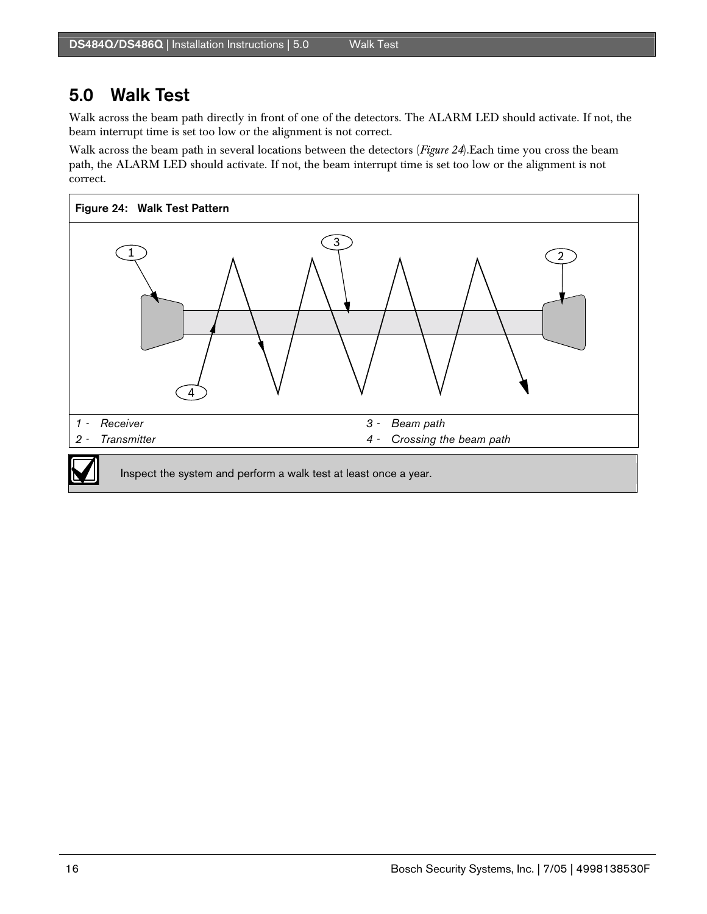# 5.0 Walk Test

Walk across the beam path directly in front of one of the detectors. The ALARM LED should activate. If not, the beam interrupt time is set too low or the alignment is not correct.

Walk across the beam path in several locations between the detectors (*Figure 24*).Each time you cross the beam path, the ALARM LED should activate. If not, the beam interrupt time is set too low or the alignment is not correct.

**Figure 24: Walk Test Pattern**

| | | | |
|---|---|---|---|
| *1 -* | *Receiver* | *3 -* | *Beam path* |
| *2 -* | *Transmitter* | *4 -* | *Crossing the beam path* |

Inspect the system and perform a walk test at least once a year.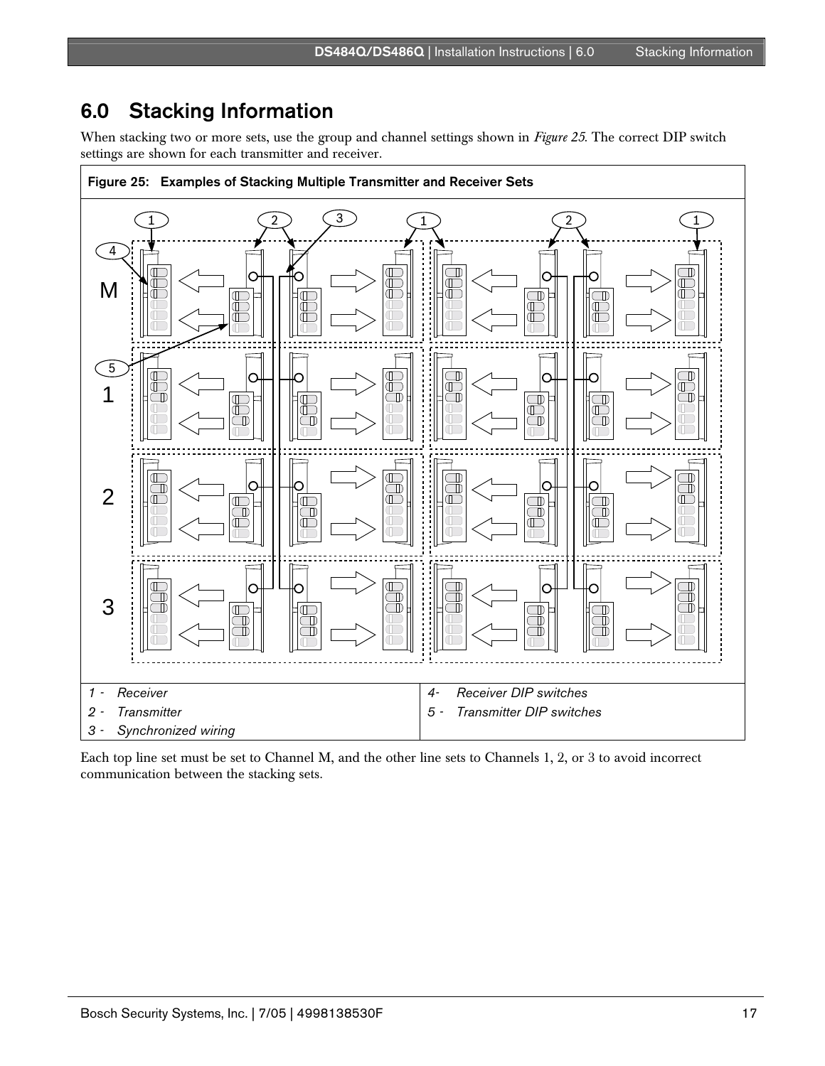# 6.0 Stacking Information

When stacking two or more sets, use the group and channel settings shown in *Figure 25*. The correct DIP switch settings are shown for each transmitter and receiver.

**Figure 25: Examples of Stacking Multiple Transmitter and Receiver Sets**

| | |
|---|---|
| *1 - Receiver* | *4- Receiver DIP switches* |
| *2 - Transmitter* | *5 - Transmitter DIP switches* |
| *3 - Synchronized wiring* | |

Each top line set must be set to Channel M, and the other line sets to Channels 1, 2, or 3 to avoid incorrect communication between the stacking sets.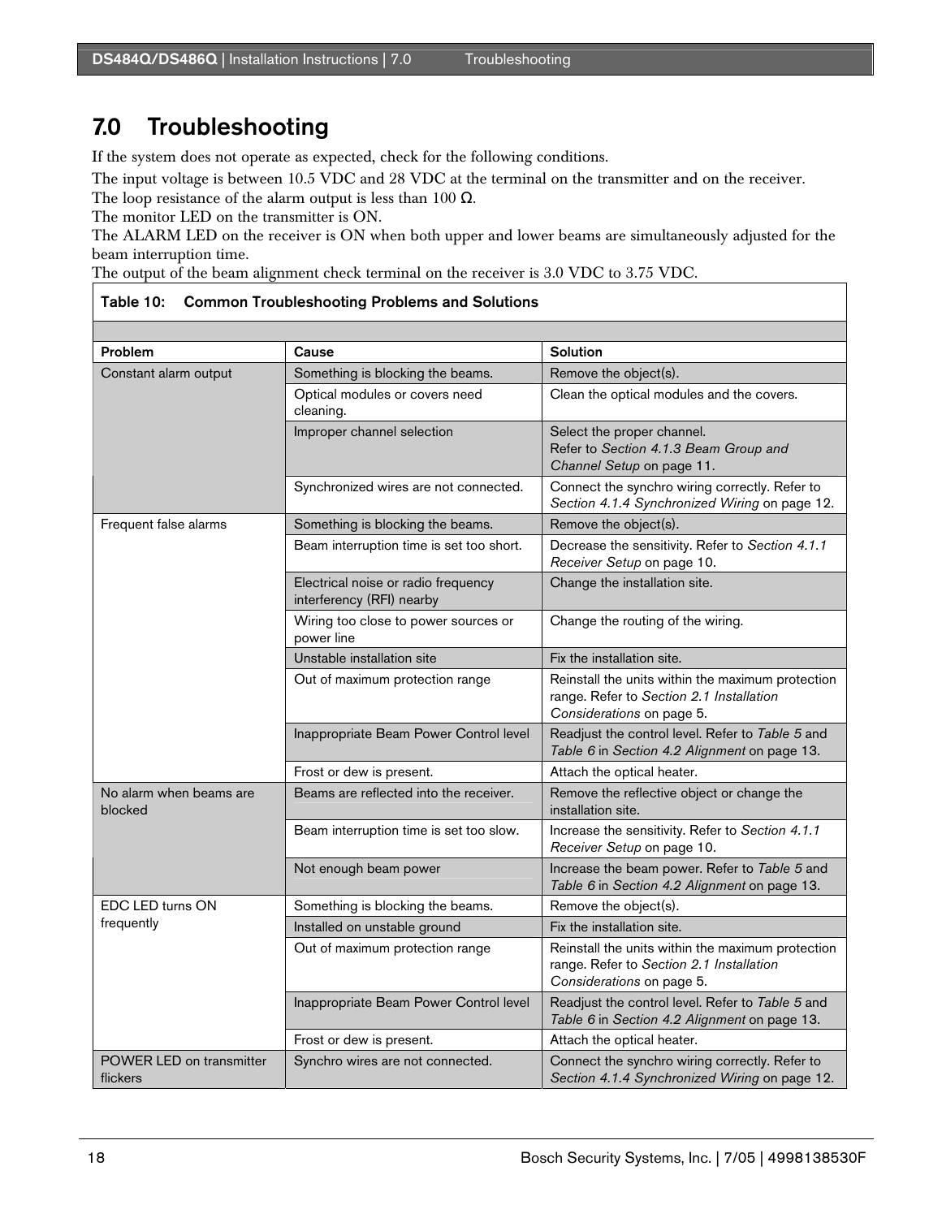# 7.0 Troubleshooting

If the system does not operate as expected, check for the following conditions.

The input voltage is between 10.5 VDC and 28 VDC at the terminal on the transmitter and on the receiver.
The loop resistance of the alarm output is less than 100 Ω.
The monitor LED on the transmitter is ON.
The ALARM LED on the receiver is ON when both upper and lower beams are simultaneously adjusted for the beam interruption time.
The output of the beam alignment check terminal on the receiver is 3.0 VDC to 3.75 VDC.

**Table 10: Common Troubleshooting Problems and Solutions**

| Problem | Cause | Solution |
|---|---|---|
| Constant alarm output | Something is blocking the beams. | Remove the object(s). |
| | Optical modules or covers need cleaning. | Clean the optical modules and the covers. |
| | Improper channel selection | Select the proper channel. Refer to *Section 4.1.3 Beam Group and Channel Setup* on page 11. |
| | Synchronized wires are not connected. | Connect the synchro wiring correctly. Refer to *Section 4.1.4 Synchronized Wiring* on page 12. |
| Frequent false alarms | Something is blocking the beams. | Remove the object(s). |
| | Beam interruption time is set too short. | Decrease the sensitivity. Refer to *Section 4.1.1 Receiver Setup* on page 10. |
| | Electrical noise or radio frequency interferency (RFI) nearby | Change the installation site. |
| | Wiring too close to power sources or power line | Change the routing of the wiring. |
| | Unstable installation site | Fix the installation site. |
| | Out of maximum protection range | Reinstall the units within the maximum protection range. Refer to *Section 2.1 Installation Considerations* on page 5. |
| | Inappropriate Beam Power Control level | Readjust the control level. Refer to *Table 5* and *Table 6* in *Section 4.2 Alignment* on page 13. |
| | Frost or dew is present. | Attach the optical heater. |
| No alarm when beams are blocked | Beams are reflected into the receiver. | Remove the reflective object or change the installation site. |
| | Beam interruption time is set too slow. | Increase the sensitivity. Refer to *Section 4.1.1 Receiver Setup* on page 10. |
| | Not enough beam power | Increase the beam power. Refer to *Table 5* and *Table 6* in *Section 4.2 Alignment* on page 13. |
| EDC LED turns ON frequently | Something is blocking the beams. | Remove the object(s). |
| | Installed on unstable ground | Fix the installation site. |
| | Out of maximum protection range | Reinstall the units within the maximum protection range. Refer to *Section 2.1 Installation Considerations* on page 5. |
| | Inappropriate Beam Power Control level | Readjust the control level. Refer to *Table 5* and *Table 6* in *Section 4.2 Alignment* on page 13. |
| | Frost or dew is present. | Attach the optical heater. |
| POWER LED on transmitter flickers | Synchro wires are not connected. | Connect the synchro wiring correctly. Refer to *Section 4.1.4 Synchronized Wiring* on page 12. |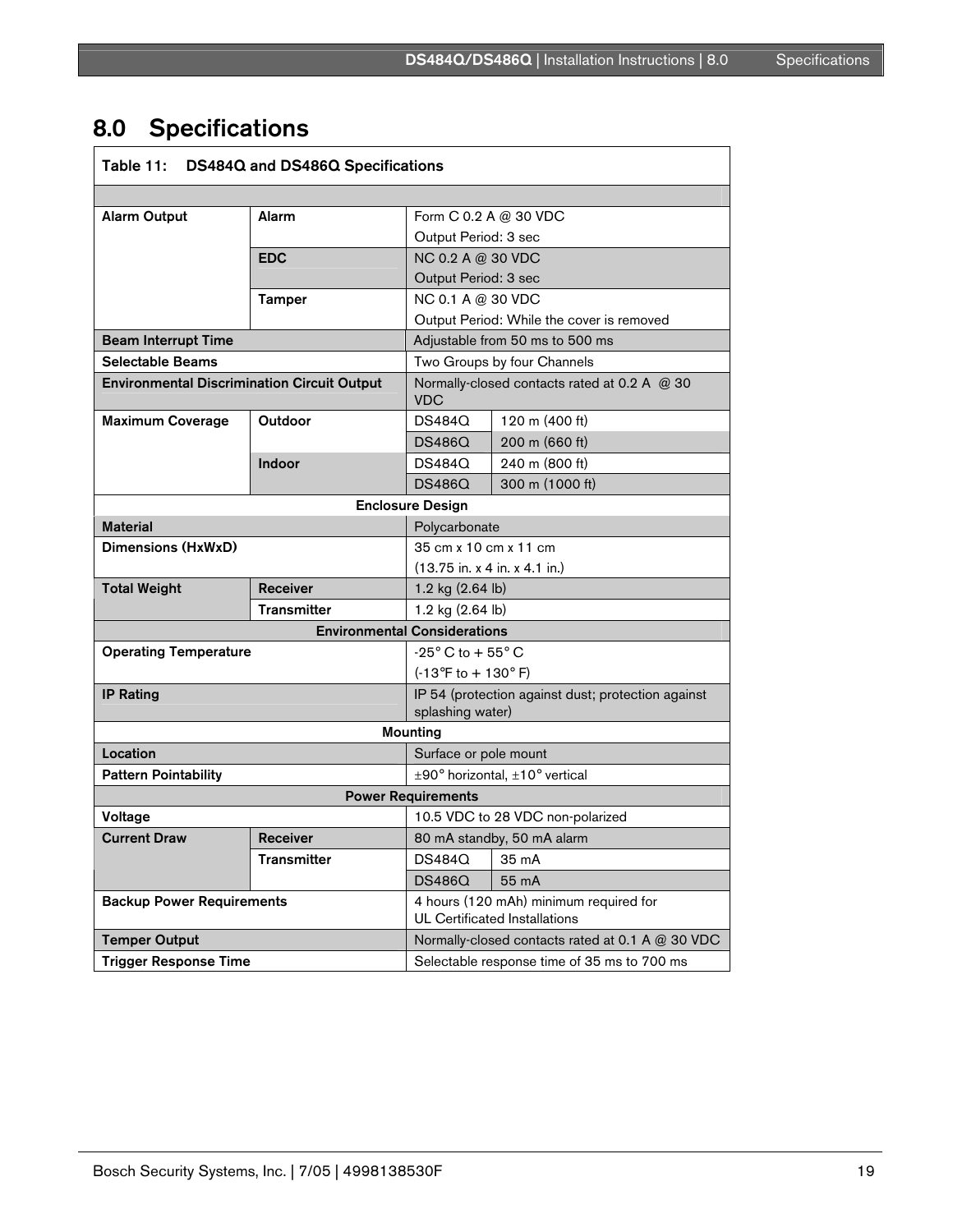# 8.0 Specifications

| Table 11: DS484Q and DS486Q Specifications | | | |
|---|---|---|---|
| | | | |
| **Alarm Output** | **Alarm** | Form C 0.2 A @ 30 VDC<br>Output Period: 3 sec | |
| | **EDC** | NC 0.2 A @ 30 VDC<br>Output Period: 3 sec | |
| | **Tamper** | NC 0.1 A @ 30 VDC<br>Output Period: While the cover is removed | |
| **Beam Interrupt Time** | | Adjustable from 50 ms to 500 ms | |
| **Selectable Beams** | | Two Groups by four Channels | |
| **Environmental Discrimination Circuit Output** | | Normally-closed contacts rated at 0.2 A @ 30 VDC | |
| **Maximum Coverage** | **Outdoor** | DS484Q | 120 m (400 ft) |
| | | DS486Q | 200 m (660 ft) |
| | **Indoor** | DS484Q | 240 m (800 ft) |
| | | DS486Q | 300 m (1000 ft) |
| **Enclosure Design** | | | |
| **Material** | | Polycarbonate | |
| **Dimensions (HxWxD)** | | 35 cm x 10 cm x 11 cm<br>(13.75 in. x 4 in. x 4.1 in.) | |
| **Total Weight** | **Receiver** | 1.2 kg (2.64 lb) | |
| | **Transmitter** | 1.2 kg (2.64 lb) | |
| **Environmental Considerations** | | | |
| **Operating Temperature** | | -25° C to + 55° C<br>(-13°F to + 130° F) | |
| **IP Rating** | | IP 54 (protection against dust; protection against splashing water) | |
| **Mounting** | | | |
| **Location** | | Surface or pole mount | |
| **Pattern Pointability** | | ±90° horizontal, ±10° vertical | |
| **Power Requirements** | | | |
| **Voltage** | | 10.5 VDC to 28 VDC non-polarized | |
| **Current Draw** | **Receiver** | 80 mA standby, 50 mA alarm | |
| | **Transmitter** | DS484Q | 35 mA |
| | | DS486Q | 55 mA |
| **Backup Power Requirements** | | 4 hours (120 mAh) minimum required for UL Certificated Installations | |
| **Temper Output** | | Normally-closed contacts rated at 0.1 A @ 30 VDC | |
| **Trigger Response Time** | | Selectable response time of 35 ms to 700 ms | |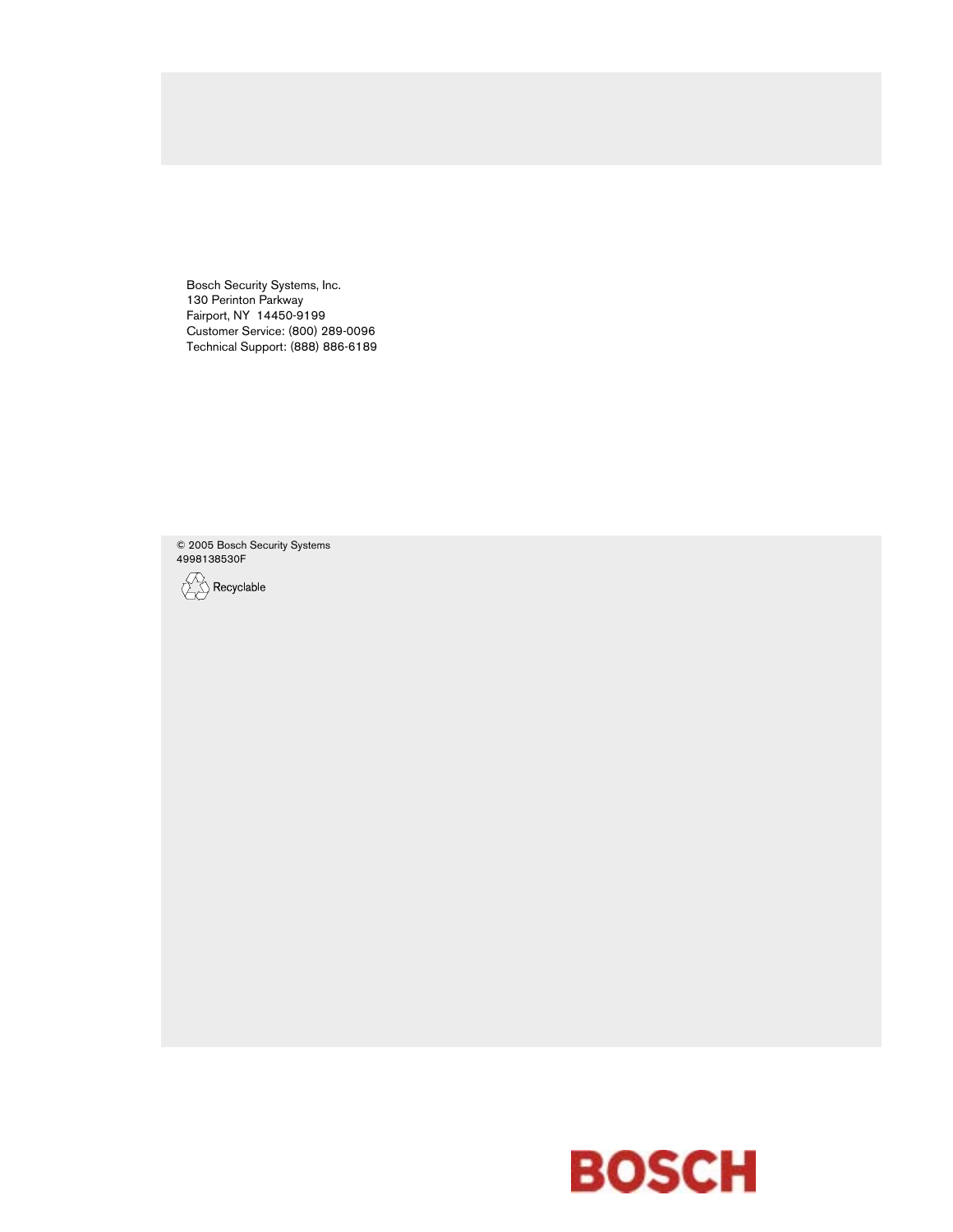Bosch Security Systems, Inc.
130 Perinton Parkway
Fairport, NY  14450-9199
Customer Service: (800) 289-0096
Technical Support: (888) 886-6189

© 2005 Bosch Security Systems
4998138530F

Recyclable

BOSCH